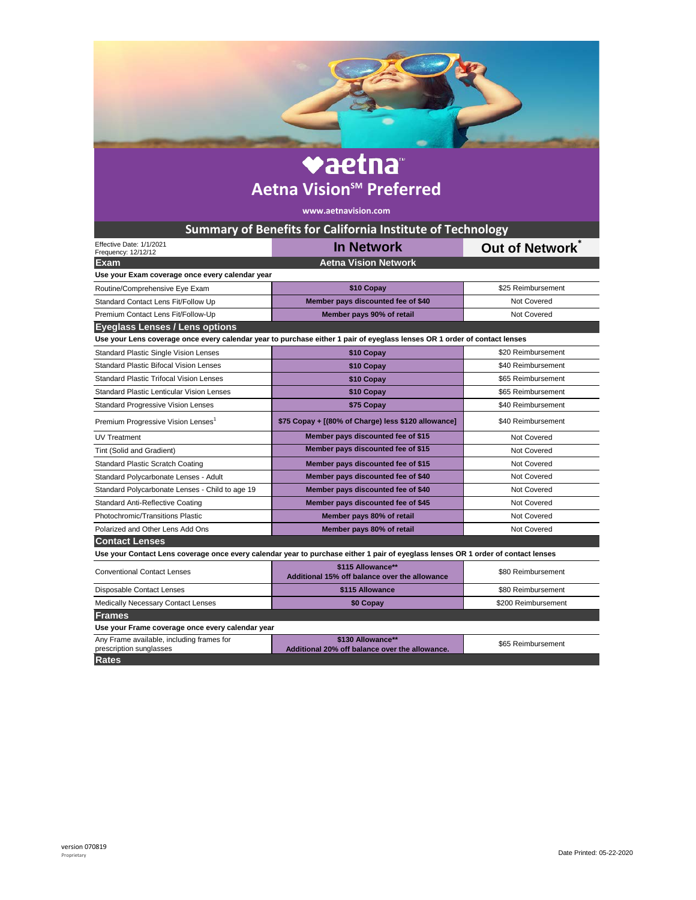# aetna

## Aetna Vision℠ Preferred

www.aetnavision.com

## Summary of Benefits for California Institute of Technology

| Effective Date: 1/1/2021 Frequency: 12/12/12 | In Network | Out of Network* |
|---|---|---|
| **Exam** | **Aetna Vision Network** | |
| **Use your Exam coverage once every calendar year** | | |
| Routine/Comprehensive Eye Exam | **$10 Copay** | $25 Reimbursement |
| Standard Contact Lens Fit/Follow Up | **Member pays discounted fee of $40** | Not Covered |
| Premium Contact Lens Fit/Follow-Up | **Member pays 90% of retail** | Not Covered |
| **Eyeglass Lenses / Lens options** | | |
| **Use your Lens coverage once every calendar year to purchase either 1 pair of eyeglass lenses OR 1 order of contact lenses** | | |
| Standard Plastic Single Vision Lenses | **$10 Copay** | $20 Reimbursement |
| Standard Plastic Bifocal Vision Lenses | **$10 Copay** | $40 Reimbursement |
| Standard Plastic Trifocal Vision Lenses | **$10 Copay** | $65 Reimbursement |
| Standard Plastic Lenticular Vision Lenses | **$10 Copay** | $65 Reimbursement |
| Standard Progressive Vision Lenses | **$75 Copay** | $40 Reimbursement |
| Premium Progressive Vision Lenses[1] | **$75 Copay + [(80% of Charge) less $120 allowance]** | $40 Reimbursement |
| UV Treatment | **Member pays discounted fee of $15** | Not Covered |
| Tint (Solid and Gradient) | **Member pays discounted fee of $15** | Not Covered |
| Standard Plastic Scratch Coating | **Member pays discounted fee of $15** | Not Covered |
| Standard Polycarbonate Lenses - Adult | **Member pays discounted fee of $40** | Not Covered |
| Standard Polycarbonate Lenses - Child to age 19 | **Member pays discounted fee of $40** | Not Covered |
| Standard Anti-Reflective Coating | **Member pays discounted fee of $45** | Not Covered |
| Photochromic/Transitions Plastic | **Member pays 80% of retail** | Not Covered |
| Polarized and Other Lens Add Ons | **Member pays 80% of retail** | Not Covered |
| **Contact Lenses** | | |
| **Use your Contact Lens coverage once every calendar year to purchase either 1 pair of eyeglass lenses OR 1 order of contact lenses** | | |
| Conventional Contact Lenses | **$115 Allowance** Additional 15% off balance over the allowance** | $80 Reimbursement |
| Disposable Contact Lenses | **$115 Allowance** | $80 Reimbursement |
| Medically Necessary Contact Lenses | **$0 Copay** | $200 Reimbursement |
| **Frames** | | |
| **Use your Frame coverage once every calendar year** | | |
| Any Frame available, including frames for prescription sunglasses | **$130 Allowance** Additional 20% off balance over the allowance.** | $65 Reimbursement |
| **Rates** | | |

version 070819
Proprietary

Date Printed: 05-22-2020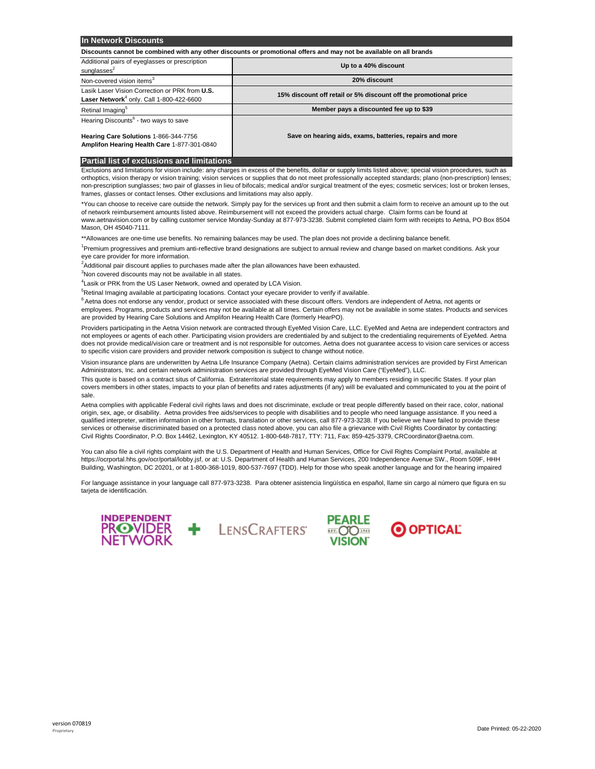## In Network Discounts

**Discounts cannot be combined with any other discounts or promotional offers and may not be available on all brands**

| | |
|---|---|
| Additional pairs of eyeglasses or prescription sunglasses[2] | **Up to a 40% discount** |
| Non-covered vision items[3] | **20% discount** |
| Lasik Laser Vision Correction or PRK from **U.S. Laser Network**[4] only. Call 1-800-422-6600 | **15% discount off retail or 5% discount off the promotional price** |
| Retinal Imaging[5] | **Member pays a discounted fee up to $39** |
| Hearing Discounts[6] - two ways to save<br><br>**Hearing Care Solutions** 1-866-344-7756<br>**Amplifon Hearing Health Care** 1-877-301-0840 | **Save on hearing aids, exams, batteries, repairs and more** |

## Partial list of exclusions and limitations

Exclusions and limitations for vision include: any charges in excess of the benefits, dollar or supply limits listed above; special vision procedures, such as orthoptics, vision therapy or vision training; vision services or supplies that do not meet professionally accepted standards; plano (non-prescription) lenses; non-prescription sunglasses; two pair of glasses in lieu of bifocals; medical and/or surgical treatment of the eyes; cosmetic services; lost or broken lenses, frames, glasses or contact lenses. Other exclusions and limitations may also apply.

*You can choose to receive care outside the network. Simply pay for the services up front and then submit a claim form to receive an amount up to the out of network reimbursement amounts listed above. Reimbursement will not exceed the providers actual charge. Claim forms can be found at www.aetnavision.com or by calling customer service Monday-Sunday at 877-973-3238. Submit completed claim form with receipts to Aetna, PO Box 8504 Mason, OH 45040-7111.

**Allowances are one-time use benefits. No remaining balances may be used. The plan does not provide a declining balance benefit.

[1]Premium progressives and premium anti-reflective brand designations are subject to annual review and change based on market conditions. Ask your eye care provider for more information.

[2]Additional pair discount applies to purchases made after the plan allowances have been exhausted.

[3]Non covered discounts may not be available in all states.

[4]Lasik or PRK from the US Laser Network, owned and operated by LCA Vision.

[5]Retinal Imaging available at participating locations. Contact your eyecare provider to verify if available.

[6] Aetna does not endorse any vendor, product or service associated with these discount offers. Vendors are independent of Aetna, not agents or employees. Programs, products and services may not be available at all times. Certain offers may not be available in some states. Products and services are provided by Hearing Care Solutions and Amplifon Hearing Health Care (formerly HearPO).

Providers participating in the Aetna Vision network are contracted through EyeMed Vision Care, LLC. EyeMed and Aetna are independent contractors and not employees or agents of each other. Participating vision providers are credentialed by and subject to the credentialing requirements of EyeMed. Aetna does not provide medical/vision care or treatment and is not responsible for outcomes. Aetna does not guarantee access to vision care services or access to specific vision care providers and provider network composition is subject to change without notice.

Vision insurance plans are underwritten by Aetna Life Insurance Company (Aetna). Certain claims administration services are provided by First American Administrators, Inc. and certain network administration services are provided through EyeMed Vision Care ("EyeMed"), LLC.

This quote is based on a contract situs of California. Extraterritorial state requirements may apply to members residing in specific States. If your plan covers members in other states, impacts to your plan of benefits and rates adjustments (if any) will be evaluated and communicated to you at the point of sale.

Aetna complies with applicable Federal civil rights laws and does not discriminate, exclude or treat people differently based on their race, color, national origin, sex, age, or disability. Aetna provides free aids/services to people with disabilities and to people who need language assistance. If you need a qualified interpreter, written information in other formats, translation or other services, call 877-973-3238. If you believe we have failed to provide these services or otherwise discriminated based on a protected class noted above, you can also file a grievance with Civil Rights Coordinator by contacting: Civil Rights Coordinator, P.O. Box 14462, Lexington, KY 40512. 1-800-648-7817, TTY: 711, Fax: 859-425-3379, CRCoordinator@aetna.com.

You can also file a civil rights complaint with the U.S. Department of Health and Human Services, Office for Civil Rights Complaint Portal, available at https://ocrportal.hhs.gov/ocr/portal/lobby.jsf, or at: U.S. Department of Health and Human Services, 200 Independence Avenue SW., Room 509F, HHH Building, Washington, DC 20201, or at 1-800-368-1019, 800-537-7697 (TDD). Help for those who speak another language and for the hearing impaired

For language assistance in your language call 877-973-3238. Para obtener asistencia lingüística en español, llame sin cargo al número que figura en su tarjeta de identificación.

INDEPENDENT PROVIDER NETWORK + LENSCRAFTERS PEARLE VISION OPTICAL

version 070819
Proprietary

Date Printed: 05-22-2020